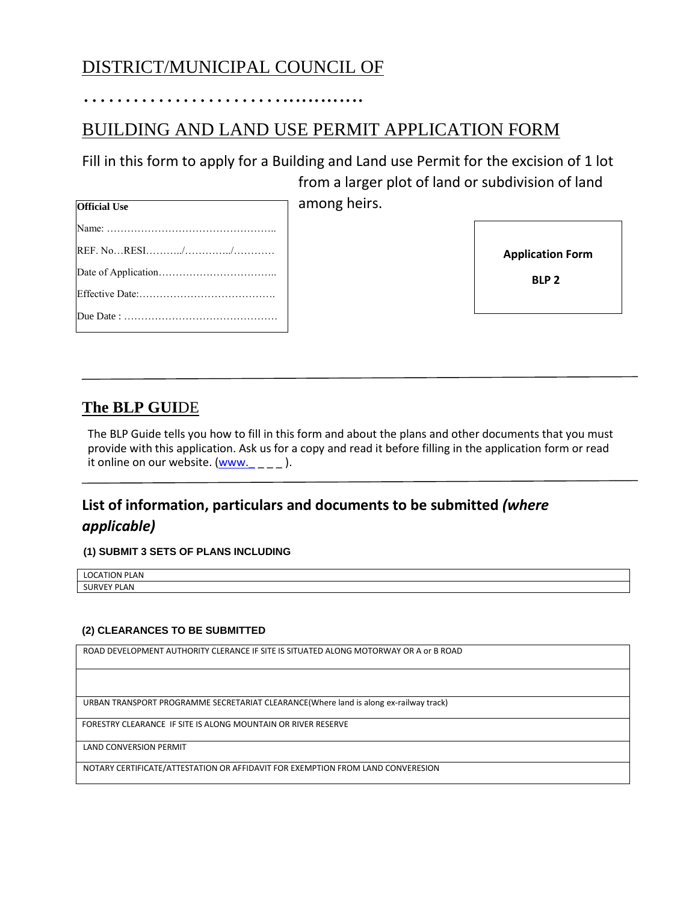# DISTRICT/MUNICIPAL COUNCIL OF

……………………………………

# BUILDING AND LAND USE PERMIT APPLICATION FORM

Fill in this form to apply for a Building and Land use Permit for the excision of 1 lot from a larger plot of land or subdivision of land among heirs.

| Official Use |
|---|
| Name: ………………………………………….. |
| REF. No…RESI………../…………../………… |
| Date of Application…………………………….. |
| Effective Date:…………………………………. |
| Due Date : ……………………………………… |

**Application Form**

**BLP 2**

---

## The BLP GUIDE

The BLP Guide tells you how to fill in this form and about the plans and other documents that you must provide with this application. Ask us for a copy and read it before filling in the application form or read it online on our website. (www._ _ _ _ ).

---

## List of information, particulars and documents to be submitted *(where applicable)*

**(1) SUBMIT 3 SETS OF PLANS INCLUDING**

| LOCATION PLAN |
|---|
| SURVEY PLAN |

**(2) CLEARANCES TO BE SUBMITTED**

| ROAD DEVELOPMENT AUTHORITY CLERANCE IF SITE IS SITUATED ALONG MOTORWAY OR A or B ROAD |
|---|
| |
| URBAN TRANSPORT PROGRAMME SECRETARIAT CLEARANCE(Where land is along ex-railway track) |
| FORESTRY CLEARANCE IF SITE IS ALONG MOUNTAIN OR RIVER RESERVE |
| LAND CONVERSION PERMIT |
| NOTARY CERTIFICATE/ATTESTATION OR AFFIDAVIT FOR EXEMPTION FROM LAND CONVERESION |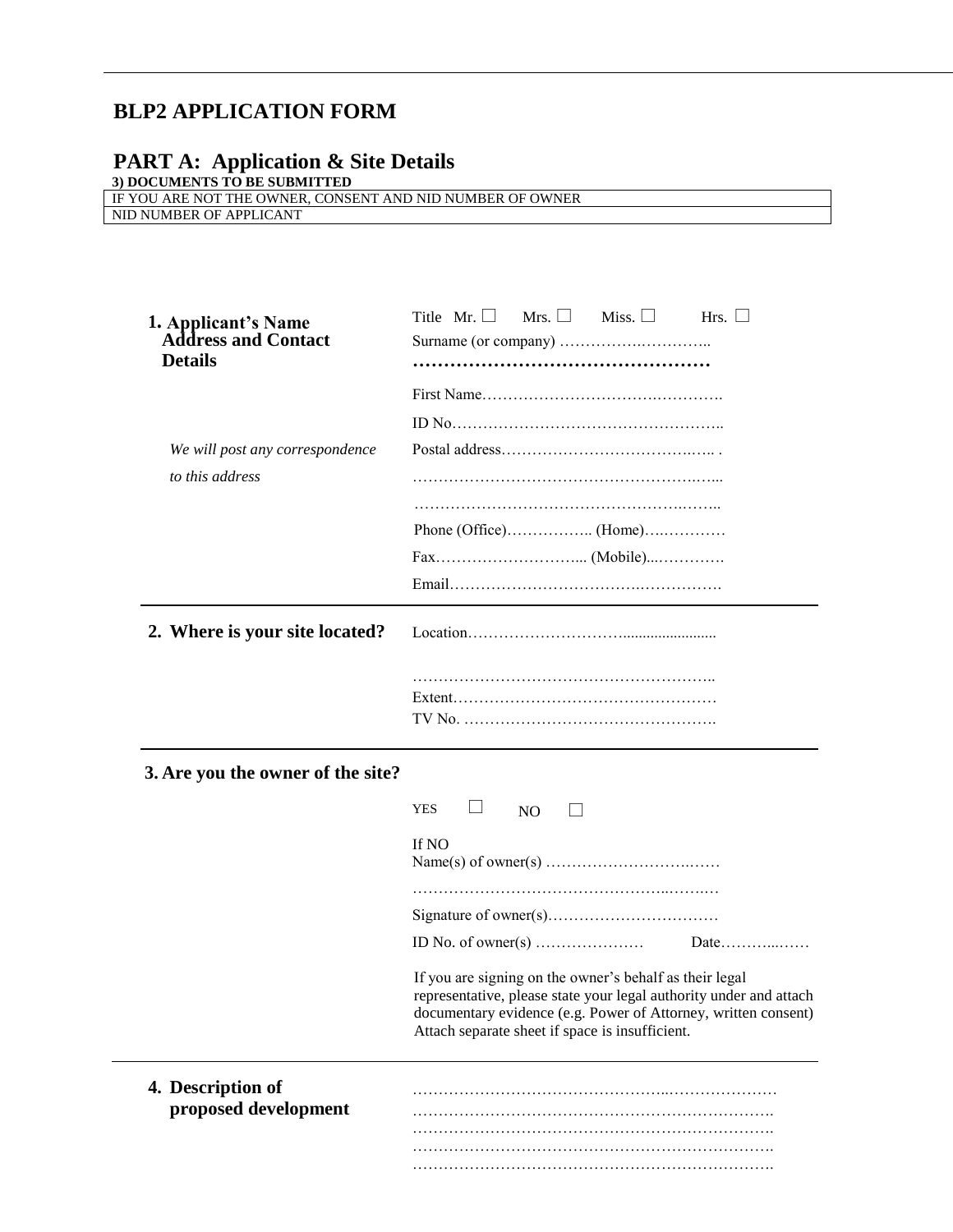# BLP2 APPLICATION FORM

## PART A: Application & Site Details

**3) DOCUMENTS TO BE SUBMITTED**

| IF YOU ARE NOT THE OWNER, CONSENT AND NID NUMBER OF OWNER |
|---|
| NID NUMBER OF APPLICANT |

**1. Applicant's Name Address and Contact Details**

*We will post any correspondence to this address*

Title Mr. ☐ Mrs. ☐ Miss. ☐ Hrs. ☐

Surname (or company) ……………………………..

…………………………………………

First Name……………………………………….

ID No……………………………………………..

Postal address…………………………………. .

………………………………………………….

………………………………………………….

Phone (Office)…………….. (Home)…………

Fax……………………... (Mobile)……………

Email…………………………………………….

**2. Where is your site located?**

Location……………………………......................

…………………………………………………..

Extent……………………………………………

TV No. ………………………………………….

**3. Are you the owner of the site?**

YES ☐ NO ☐

If NO

Name(s) of owner(s) …………………………

………………………………………………

Signature of owner(s)……………………………

ID No. of owner(s) ………………… Date…………

If you are signing on the owner's behalf as their legal representative, please state your legal authority under and attach documentary evidence (e.g. Power of Attorney, written consent) Attach separate sheet if space is insufficient.

**4. Description of proposed development**

………………………………………………………………

………………………………………………………………

………………………………………………………………

………………………………………………………………

………………………………………………………………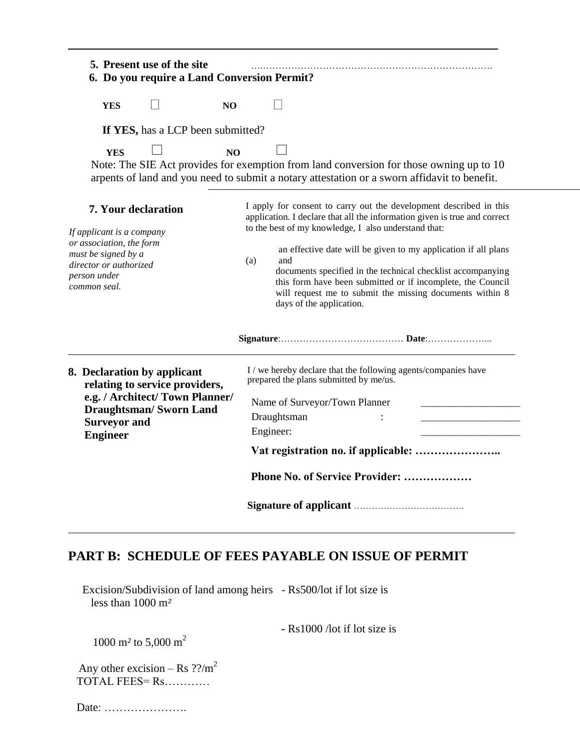**5. Present use of the site** …………………………………………………………………….

**6. Do you require a Land Conversion Permit?**

**YES** ☐ **NO** ☐

**If YES,** has a LCP been submitted?

**YES** ☐ **NO** ☐

Note: The SIE Act provides for exemption from land conversion for those owning up to 10 arpents of land and you need to submit a notary attestation or a sworn affidavit to benefit.

**7. Your declaration**

*If applicant is a company or association, the form must be signed by a director or authorized person under common seal.*

I apply for consent to carry out the development described in this application. I declare that all the information given is true and correct to the best of my knowledge, I also understand that:

(a) an effective date will be given to my application if all plans and documents specified in the technical checklist accompanying this form have been submitted or if incomplete, the Council will request me to submit the missing documents within 8 days of the application.

**Signature**:………………………………… **Date**:………………...

**8. Declaration by applicant relating to service providers, e.g. / Architect/ Town Planner/ Draughtsman/ Sworn Land Surveyor and Engineer**

I / we hereby declare that the following agents/companies have prepared the plans submitted by me/us.

Name of Surveyor/Town Planner ___________________

Draughtsman : ___________________

Engineer: ___________________

**Vat registration no. if applicable: …………………..**

**Phone No. of Service Provider: ………………**

**Signature of applicant** ……………………………….

## PART B: SCHEDULE OF FEES PAYABLE ON ISSUE OF PERMIT

Excision/Subdivision of land among heirs - Rs500/lot if lot size is less than 1000 $m^2$

- Rs1000 /lot if lot size is 1000 $m^2$ to 5,000 $m^2$

Any other excision – Rs ??/$m^2$

TOTAL FEES= Rs…………

Date: ………………….